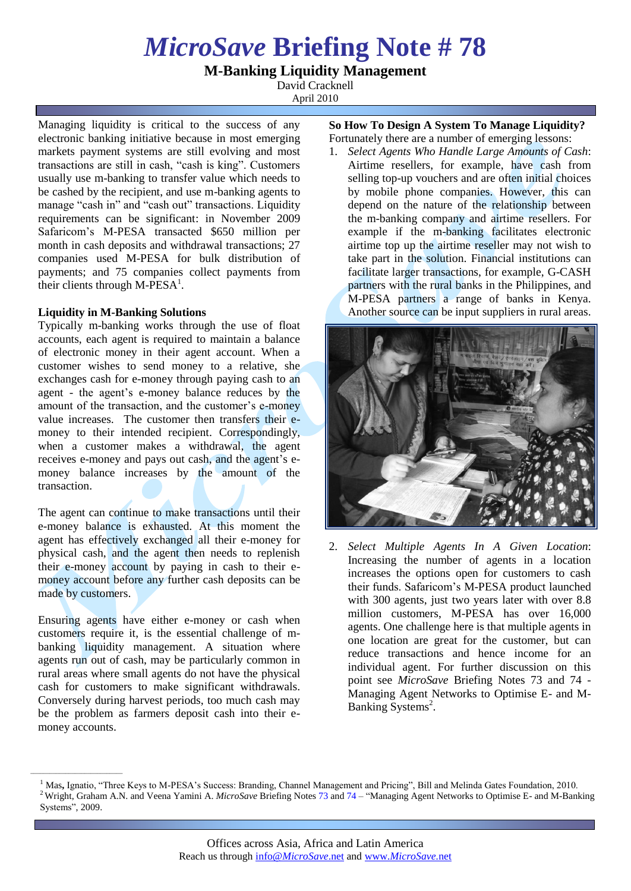# *MicroSave* Briefing Note # 78

## M-Banking Liquidity Management

David Cracknell

April 2010

Managing liquidity is critical to the success of any electronic banking initiative because in most emerging markets payment systems are still evolving and most transactions are still in cash, "cash is king". Customers usually use m-banking to transfer value which needs to be cashed by the recipient, and use m-banking agents to manage "cash in" and "cash out" transactions. Liquidity requirements can be significant: in November 2009 Safaricom's M-PESA transacted $650 million per month in cash deposits and withdrawal transactions; 27 companies used M-PESA for bulk distribution of payments; and 75 companies collect payments from their clients through M-PESA[1].

### Liquidity in M-Banking Solutions

Typically m-banking works through the use of float accounts, each agent is required to maintain a balance of electronic money in their agent account. When a customer wishes to send money to a relative, she exchanges cash for e-money through paying cash to an agent - the agent's e-money balance reduces by the amount of the transaction, and the customer's e-money value increases. The customer then transfers their e-money to their intended recipient. Correspondingly, when a customer makes a withdrawal, the agent receives e-money and pays out cash, and the agent's e-money balance increases by the amount of the transaction.

The agent can continue to make transactions until their e-money balance is exhausted. At this moment the agent has effectively exchanged all their e-money for physical cash, and the agent then needs to replenish their e-money account by paying in cash to their e-money account before any further cash deposits can be made by customers.

Ensuring agents have either e-money or cash when customers require it, is the essential challenge of m-banking liquidity management. A situation where agents run out of cash, may be particularly common in rural areas where small agents do not have the physical cash for customers to make significant withdrawals. Conversely during harvest periods, too much cash may be the problem as farmers deposit cash into their e-money accounts.

### So How To Design A System To Manage Liquidity?

Fortunately there are a number of emerging lessons:

1. *Select Agents Who Handle Large Amounts of Cash*: Airtime resellers, for example, have cash from selling top-up vouchers and are often initial choices by mobile phone companies. However, this can depend on the nature of the relationship between the m-banking company and airtime resellers. For example if the m-banking facilitates electronic airtime top up the airtime reseller may not wish to take part in the solution. Financial institutions can facilitate larger transactions, for example, G-CASH partners with the rural banks in the Philippines, and M-PESA partners a range of banks in Kenya. Another source can be input suppliers in rural areas.

2. *Select Multiple Agents In A Given Location*: Increasing the number of agents in a location increases the options open for customers to cash their funds. Safaricom's M-PESA product launched with 300 agents, just two years later with over 8.8 million customers, M-PESA has over 16,000 agents. One challenge here is that multiple agents in one location are great for the customer, but can reduce transactions and hence income for an individual agent. For further discussion on this point see *MicroSave* Briefing Notes 73 and 74 - Managing Agent Networks to Optimise E- and M-Banking Systems[2].

---

[1] Mas, Ignatio, "Three Keys to M-PESA's Success: Branding, Channel Management and Pricing", Bill and Melinda Gates Foundation, 2010.

[2] Wright, Graham A.N. and Veena Yamini A. *MicroSave* Briefing Notes 73 and 74 – "Managing Agent Networks to Optimise E- and M-Banking Systems", 2009.

Offices across Asia, Africa and Latin America
Reach us through info@*MicroSave*.net and www.*MicroSave*.net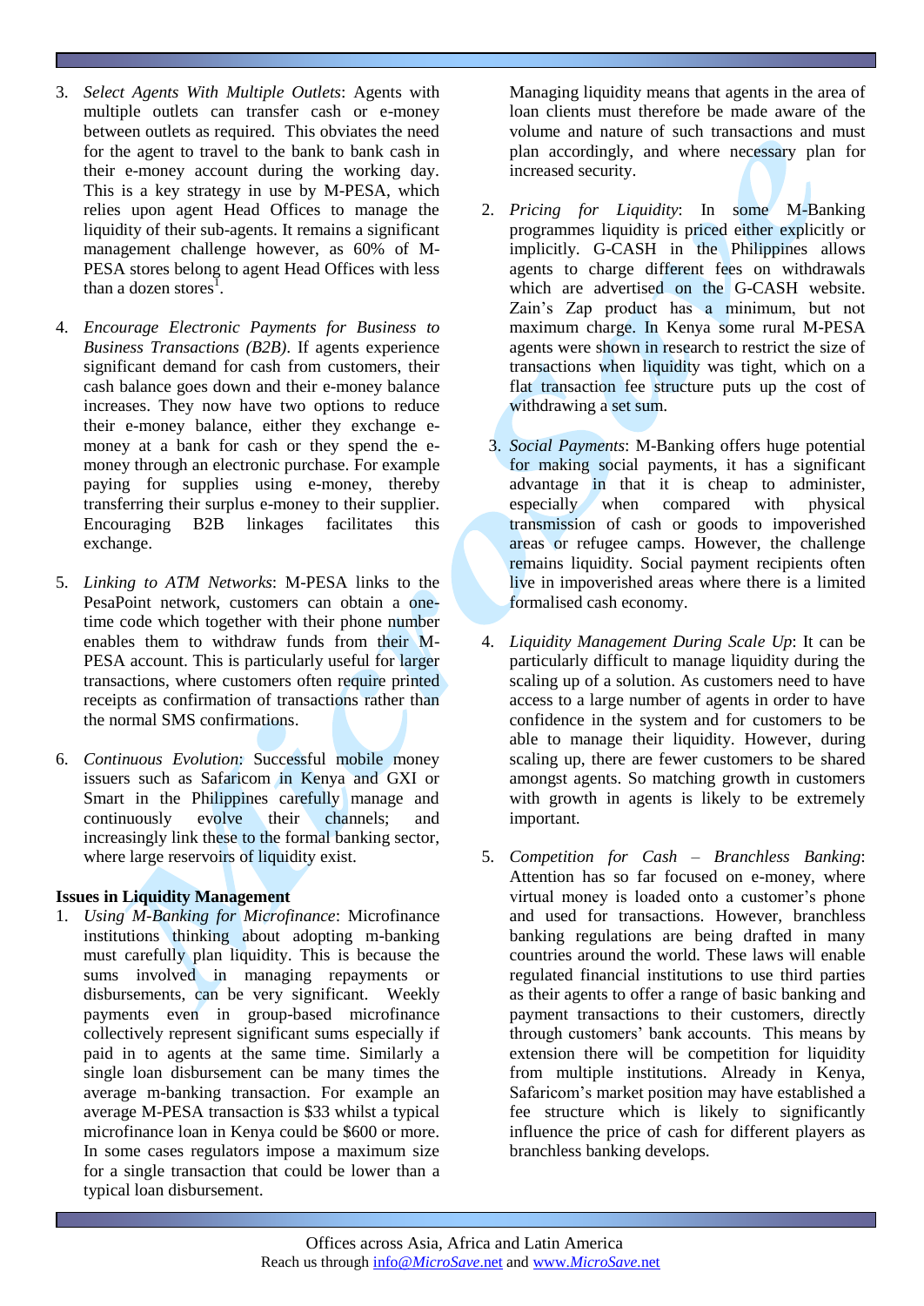3. *Select Agents With Multiple Outlets*: Agents with multiple outlets can transfer cash or e-money between outlets as required. This obviates the need for the agent to travel to the bank to bank cash in their e-money account during the working day. This is a key strategy in use by M-PESA, which relies upon agent Head Offices to manage the liquidity of their sub-agents. It remains a significant management challenge however, as 60% of M-PESA stores belong to agent Head Offices with less than a dozen stores[1].

4. *Encourage Electronic Payments for Business to Business Transactions (B2B)*. If agents experience significant demand for cash from customers, their cash balance goes down and their e-money balance increases. They now have two options to reduce their e-money balance, either they exchange e-money at a bank for cash or they spend the e-money through an electronic purchase. For example paying for supplies using e-money, thereby transferring their surplus e-money to their supplier. Encouraging B2B linkages facilitates this exchange.

5. *Linking to ATM Networks*: M-PESA links to the PesaPoint network, customers can obtain a one-time code which together with their phone number enables them to withdraw funds from their M-PESA account. This is particularly useful for larger transactions, where customers often require printed receipts as confirmation of transactions rather than the normal SMS confirmations.

6. *Continuous Evolution*: Successful mobile money issuers such as Safaricom in Kenya and GXI or Smart in the Philippines carefully manage and continuously evolve their channels; and increasingly link these to the formal banking sector, where large reservoirs of liquidity exist.

**Issues in Liquidity Management**

1. *Using M-Banking for Microfinance*: Microfinance institutions thinking about adopting m-banking must carefully plan liquidity. This is because the sums involved in managing repayments or disbursements, can be very significant. Weekly payments even in group-based microfinance collectively represent significant sums especially if paid in to agents at the same time. Similarly a single loan disbursement can be many times the average m-banking transaction. For example an average M-PESA transaction is $33 whilst a typical microfinance loan in Kenya could be $600 or more. In some cases regulators impose a maximum size for a single transaction that could be lower than a typical loan disbursement.

   Managing liquidity means that agents in the area of loan clients must therefore be made aware of the volume and nature of such transactions and must plan accordingly, and where necessary plan for increased security.

2. *Pricing for Liquidity*: In some M-Banking programmes liquidity is priced either explicitly or implicitly. G-CASH in the Philippines allows agents to charge different fees on withdrawals which are advertised on the G-CASH website. Zain's Zap product has a minimum, but not maximum charge. In Kenya some rural M-PESA agents were shown in research to restrict the size of transactions when liquidity was tight, which on a flat transaction fee structure puts up the cost of withdrawing a set sum.

3. *Social Payments*: M-Banking offers huge potential for making social payments, it has a significant advantage in that it is cheap to administer, especially when compared with physical transmission of cash or goods to impoverished areas or refugee camps. However, the challenge remains liquidity. Social payment recipients often live in impoverished areas where there is a limited formalised cash economy.

4. *Liquidity Management During Scale Up*: It can be particularly difficult to manage liquidity during the scaling up of a solution. As customers need to have access to a large number of agents in order to have confidence in the system and for customers to be able to manage their liquidity. However, during scaling up, there are fewer customers to be shared amongst agents. So matching growth in customers with growth in agents is likely to be extremely important.

5. *Competition for Cash – Branchless Banking*: Attention has so far focused on e-money, where virtual money is loaded onto a customer's phone and used for transactions. However, branchless banking regulations are being drafted in many countries around the world. These laws will enable regulated financial institutions to use third parties as their agents to offer a range of basic banking and payment transactions to their customers, directly through customers' bank accounts. This means by extension there will be competition for liquidity from multiple institutions. Already in Kenya, Safaricom's market position may have established a fee structure which is likely to significantly influence the price of cash for different players as branchless banking develops.

Offices across Asia, Africa and Latin America
Reach us through info@*MicroSave*.net and www.*MicroSave*.net